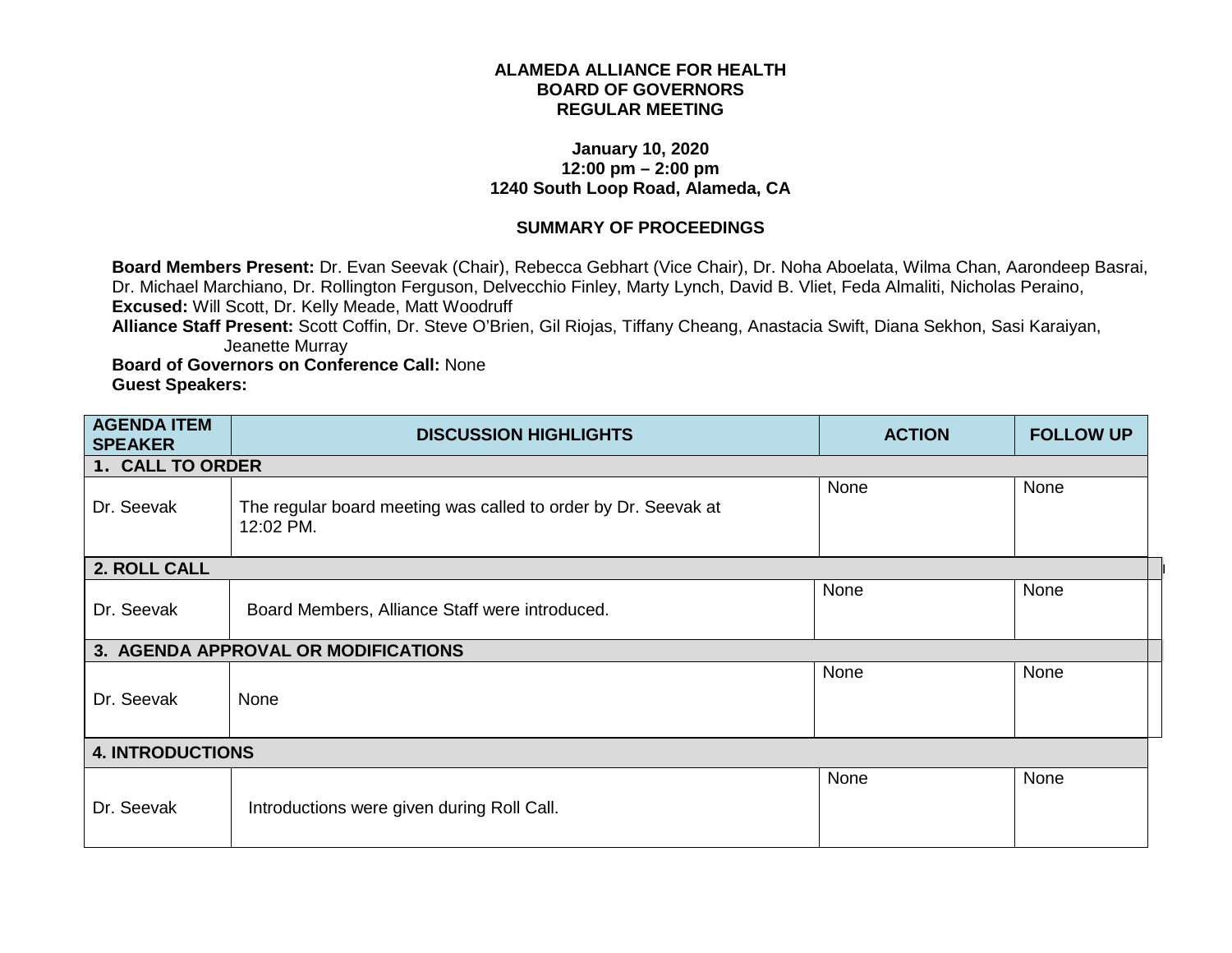**ALAMEDA ALLIANCE FOR HEALTH**
**BOARD OF GOVERNORS**
**REGULAR MEETING**

**January 10, 2020**
**12:00 pm – 2:00 pm**
**1240 South Loop Road, Alameda, CA**

**SUMMARY OF PROCEEDINGS**

**Board Members Present:** Dr. Evan Seevak (Chair), Rebecca Gebhart (Vice Chair), Dr. Noha Aboelata, Wilma Chan, Aarondeep Basrai, Dr. Michael Marchiano, Dr. Rollington Ferguson, Delvecchio Finley, Marty Lynch, David B. Vliet, Feda Almaliti, Nicholas Peraino,
**Excused:** Will Scott, Dr. Kelly Meade, Matt Woodruff
**Alliance Staff Present:** Scott Coffin, Dr. Steve O'Brien, Gil Riojas, Tiffany Cheang, Anastacia Swift, Diana Sekhon, Sasi Karaiyan, Jeanette Murray
**Board of Governors on Conference Call:** None
**Guest Speakers:**

| AGENDA ITEM SPEAKER | DISCUSSION HIGHLIGHTS | ACTION | FOLLOW UP |
|---|---|---|---|
| **1. CALL TO ORDER** | | | |
| Dr. Seevak | The regular board meeting was called to order by Dr. Seevak at 12:02 PM. | None | None |
| **2. ROLL CALL** | | | |
| Dr. Seevak | Board Members, Alliance Staff were introduced. | None | None |
| **3. AGENDA APPROVAL OR MODIFICATIONS** | | | |
| Dr. Seevak | None | None | None |
| **4. INTRODUCTIONS** | | | |
| Dr. Seevak | Introductions were given during Roll Call. | None | None |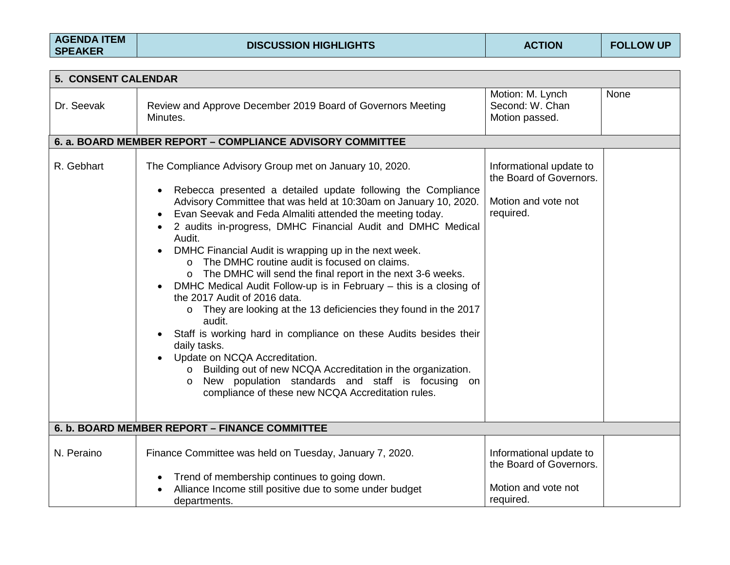| AGENDA ITEM SPEAKER | DISCUSSION HIGHLIGHTS | ACTION | FOLLOW UP |
|---|---|---|---|
| **5. CONSENT CALENDAR** | | | |
| Dr. Seevak | Review and Approve December 2019 Board of Governors Meeting Minutes. | Motion: M. Lynch<br>Second: W. Chan<br>Motion passed. | None |
| **6. a. BOARD MEMBER REPORT – COMPLIANCE ADVISORY COMMITTEE** | | | |
| R. Gebhart | The Compliance Advisory Group met on January 10, 2020.<br><br>• Rebecca presented a detailed update following the Compliance Advisory Committee that was held at 10:30am on January 10, 2020.<br>• Evan Seevak and Feda Almaliti attended the meeting today.<br>• 2 audits in-progress, DMHC Financial Audit and DMHC Medical Audit.<br>• DMHC Financial Audit is wrapping up in the next week.<br>  o The DMHC routine audit is focused on claims.<br>  o The DMHC will send the final report in the next 3-6 weeks.<br>• DMHC Medical Audit Follow-up is in February – this is a closing of the 2017 Audit of 2016 data.<br>  o They are looking at the 13 deficiencies they found in the 2017 audit.<br>• Staff is working hard in compliance on these Audits besides their daily tasks.<br>• Update on NCQA Accreditation.<br>  o Building out of new NCQA Accreditation in the organization.<br>  o New population standards and staff is focusing on compliance of these new NCQA Accreditation rules. | Informational update to the Board of Governors.<br><br>Motion and vote not required. | |
| **6. b. BOARD MEMBER REPORT – FINANCE COMMITTEE** | | | |
| N. Peraino | Finance Committee was held on Tuesday, January 7, 2020.<br><br>• Trend of membership continues to going down.<br>• Alliance Income still positive due to some under budget departments. | Informational update to the Board of Governors.<br><br>Motion and vote not required. | |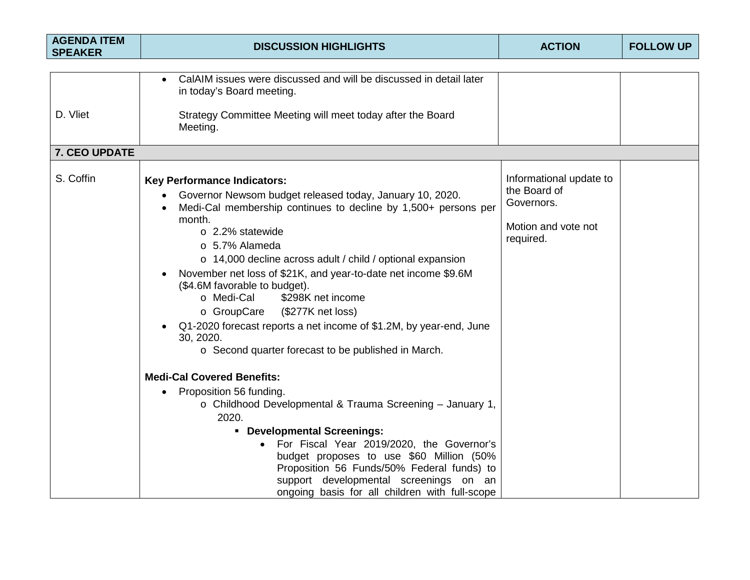| AGENDA ITEM SPEAKER | DISCUSSION HIGHLIGHTS | ACTION | FOLLOW UP |
|---|---|---|---|
| D. Vliet | • CalAIM issues were discussed and will be discussed in detail later in today's Board meeting.<br><br>Strategy Committee Meeting will meet today after the Board Meeting. | | |
| **7. CEO UPDATE** | | | |
| S. Coffin | **Key Performance Indicators:**<br>• Governor Newsom budget released today, January 10, 2020.<br>• Medi-Cal membership continues to decline by 1,500+ persons per month.<br>&nbsp;&nbsp;&nbsp;&nbsp;o 2.2% statewide<br>&nbsp;&nbsp;&nbsp;&nbsp;o 5.7% Alameda<br>&nbsp;&nbsp;&nbsp;&nbsp;o 14,000 decline across adult / child / optional expansion<br>• November net loss of $21K, and year-to-date net income $9.6M ($4.6M favorable to budget).<br>&nbsp;&nbsp;&nbsp;&nbsp;o Medi-Cal $298K net income<br>&nbsp;&nbsp;&nbsp;&nbsp;o GroupCare ($277K net loss)<br>• Q1-2020 forecast reports a net income of $1.2M, by year-end, June 30, 2020.<br>&nbsp;&nbsp;&nbsp;&nbsp;o Second quarter forecast to be published in March.<br><br>**Medi-Cal Covered Benefits:**<br>• Proposition 56 funding.<br>&nbsp;&nbsp;&nbsp;&nbsp;o Childhood Developmental & Trauma Screening – January 1, 2020.<br>&nbsp;&nbsp;&nbsp;&nbsp;&nbsp;&nbsp;&nbsp;&nbsp;▪ **Developmental Screenings:**<br>&nbsp;&nbsp;&nbsp;&nbsp;&nbsp;&nbsp;&nbsp;&nbsp;&nbsp;&nbsp;&nbsp;&nbsp;• For Fiscal Year 2019/2020, the Governor's budget proposes to use $60 Million (50% Proposition 56 Funds/50% Federal funds) to support developmental screenings on an ongoing basis for all children with full-scope | Informational update to the Board of Governors.<br><br>Motion and vote not required. | |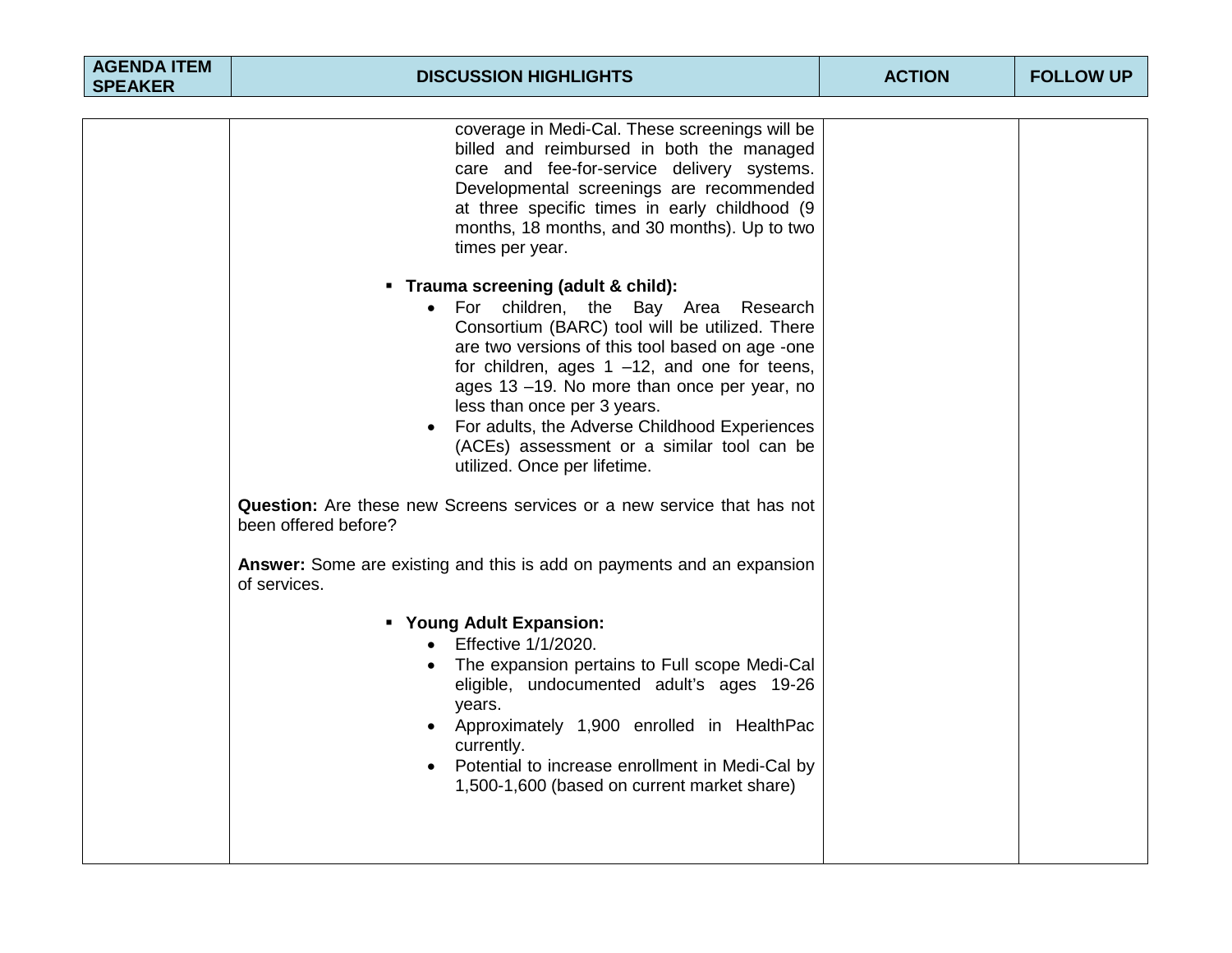| AGENDA ITEM SPEAKER | DISCUSSION HIGHLIGHTS | ACTION | FOLLOW UP |
|---|---|---|---|
| | coverage in Medi-Cal. These screenings will be billed and reimbursed in both the managed care and fee-for-service delivery systems. Developmental screenings are recommended at three specific times in early childhood (9 months, 18 months, and 30 months). Up to two times per year.<br><br>▪ **Trauma screening (adult & child):**<br>• For children, the Bay Area Research Consortium (BARC) tool will be utilized. There are two versions of this tool based on age -one for children, ages 1 –12, and one for teens, ages 13 –19. No more than once per year, no less than once per 3 years.<br>• For adults, the Adverse Childhood Experiences (ACEs) assessment or a similar tool can be utilized. Once per lifetime.<br><br>**Question:** Are these new Screens services or a new service that has not been offered before?<br><br>**Answer:** Some are existing and this is add on payments and an expansion of services.<br><br>▪ **Young Adult Expansion:**<br>• Effective 1/1/2020.<br>• The expansion pertains to Full scope Medi-Cal eligible, undocumented adult's ages 19-26 years.<br>• Approximately 1,900 enrolled in HealthPac currently.<br>• Potential to increase enrollment in Medi-Cal by 1,500-1,600 (based on current market share) | | |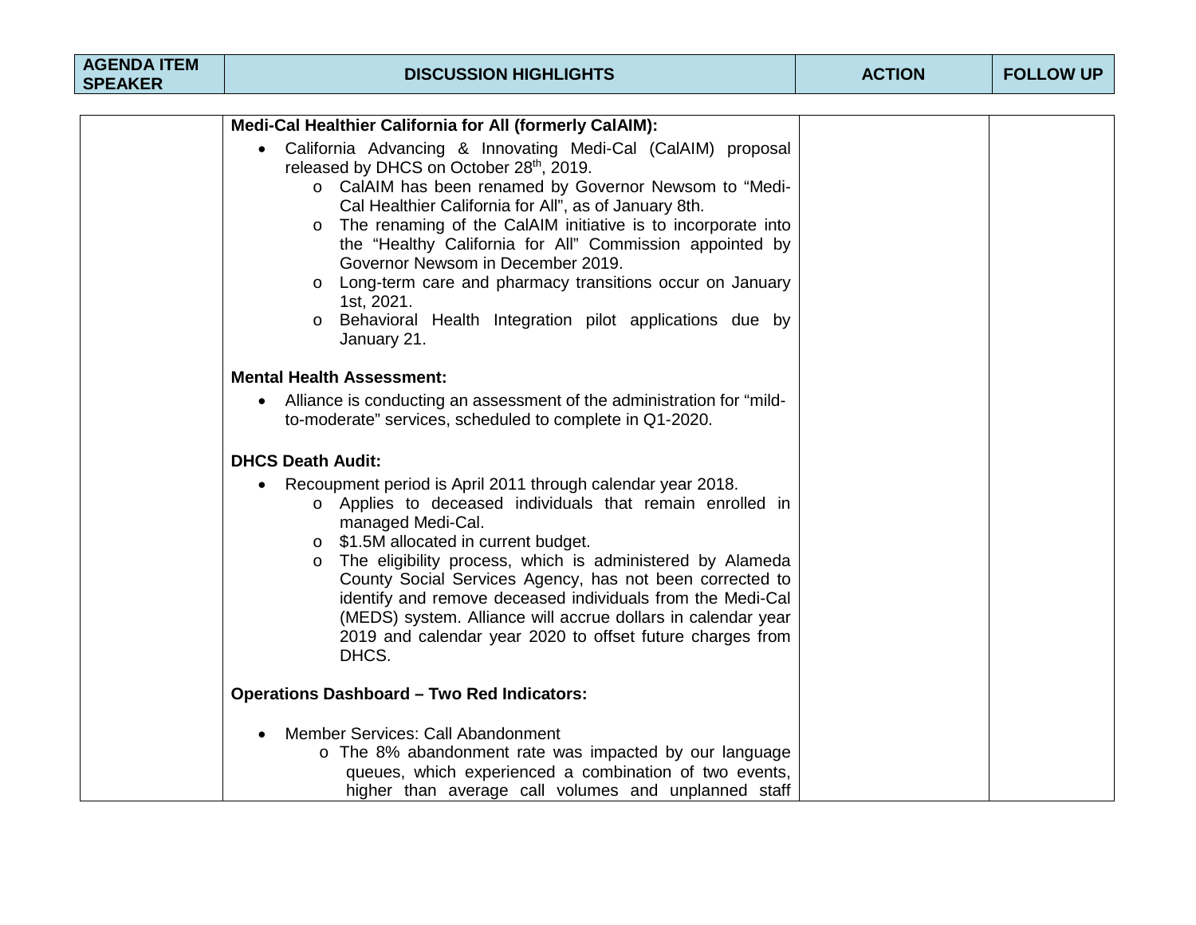| AGENDA ITEM SPEAKER | DISCUSSION HIGHLIGHTS | ACTION | FOLLOW UP |
|---|---|---|---|
| | **Medi-Cal Healthier California for All (formerly CalAIM):**<br>• California Advancing & Innovating Medi-Cal (CalAIM) proposal released by DHCS on October 28th, 2019.<br>  o CalAIM has been renamed by Governor Newsom to "Medi-Cal Healthier California for All", as of January 8th.<br>  o The renaming of the CalAIM initiative is to incorporate into the "Healthy California for All" Commission appointed by Governor Newsom in December 2019.<br>  o Long-term care and pharmacy transitions occur on January 1st, 2021.<br>  o Behavioral Health Integration pilot applications due by January 21.<br><br>**Mental Health Assessment:**<br>• Alliance is conducting an assessment of the administration for "mild-to-moderate" services, scheduled to complete in Q1-2020.<br><br>**DHCS Death Audit:**<br>• Recoupment period is April 2011 through calendar year 2018.<br>  o Applies to deceased individuals that remain enrolled in managed Medi-Cal.<br>  o $1.5M allocated in current budget.<br>  o The eligibility process, which is administered by Alameda County Social Services Agency, has not been corrected to identify and remove deceased individuals from the Medi-Cal (MEDS) system. Alliance will accrue dollars in calendar year 2019 and calendar year 2020 to offset future charges from DHCS.<br><br>**Operations Dashboard – Two Red Indicators:**<br>• Member Services: Call Abandonment<br>  o The 8% abandonment rate was impacted by our language queues, which experienced a combination of two events, higher than average call volumes and unplanned staff | | |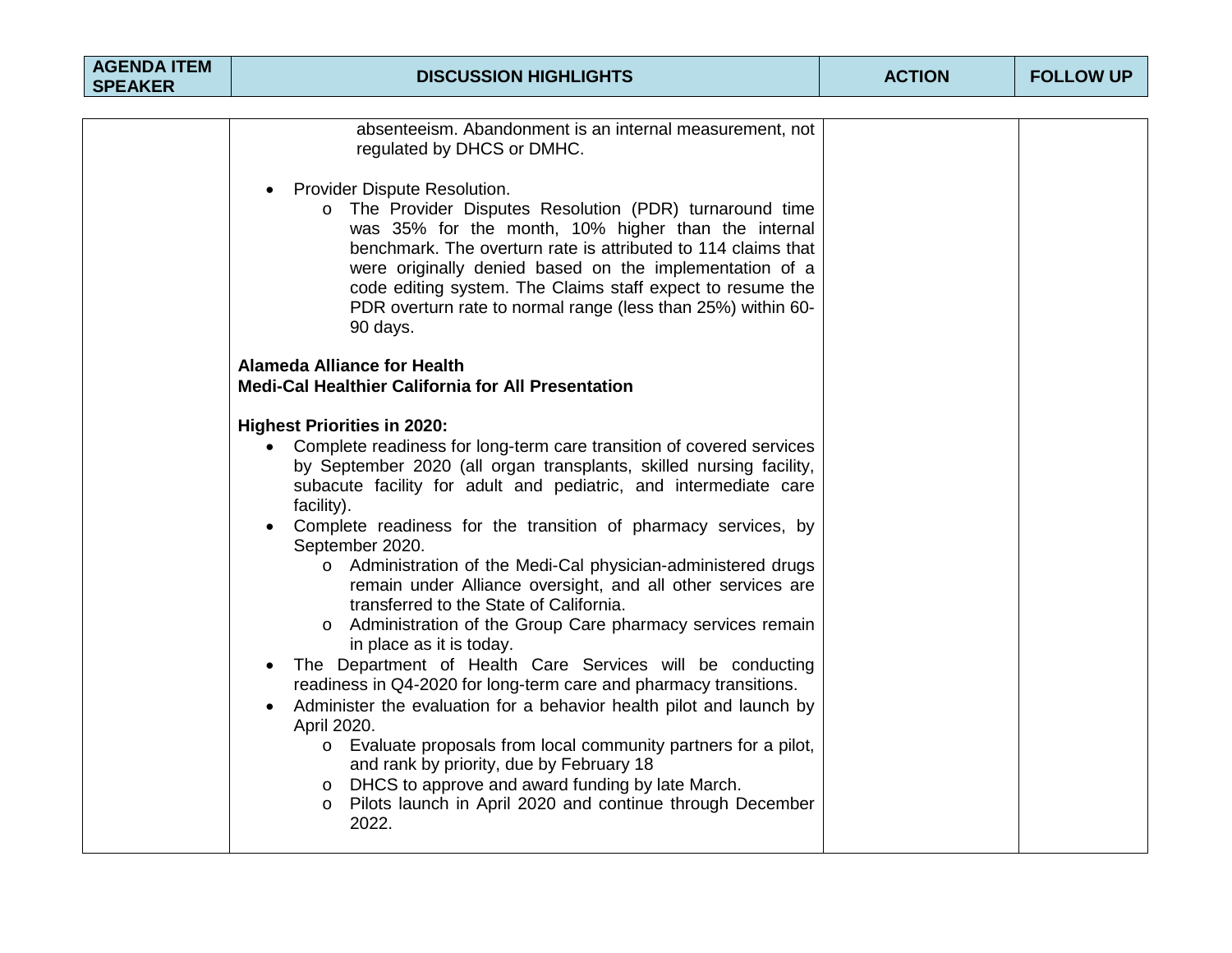| AGENDA ITEM SPEAKER | DISCUSSION HIGHLIGHTS | ACTION | FOLLOW UP |
|---|---|---|---|
| | absenteeism. Abandonment is an internal measurement, not regulated by DHCS or DMHC.<br><br>• Provider Dispute Resolution.<br>&nbsp;&nbsp;o The Provider Disputes Resolution (PDR) turnaround time was 35% for the month, 10% higher than the internal benchmark. The overturn rate is attributed to 114 claims that were originally denied based on the implementation of a code editing system. The Claims staff expect to resume the PDR overturn rate to normal range (less than 25%) within 60-90 days.<br><br>**Alameda Alliance for Health**<br>**Medi-Cal Healthier California for All Presentation**<br><br>**Highest Priorities in 2020:**<br>• Complete readiness for long-term care transition of covered services by September 2020 (all organ transplants, skilled nursing facility, subacute facility for adult and pediatric, and intermediate care facility).<br>• Complete readiness for the transition of pharmacy services, by September 2020.<br>&nbsp;&nbsp;o Administration of the Medi-Cal physician-administered drugs remain under Alliance oversight, and all other services are transferred to the State of California.<br>&nbsp;&nbsp;o Administration of the Group Care pharmacy services remain in place as it is today.<br>• The Department of Health Care Services will be conducting readiness in Q4-2020 for long-term care and pharmacy transitions.<br>• Administer the evaluation for a behavior health pilot and launch by April 2020.<br>&nbsp;&nbsp;o Evaluate proposals from local community partners for a pilot, and rank by priority, due by February 18<br>&nbsp;&nbsp;o DHCS to approve and award funding by late March.<br>&nbsp;&nbsp;o Pilots launch in April 2020 and continue through December 2022. | | |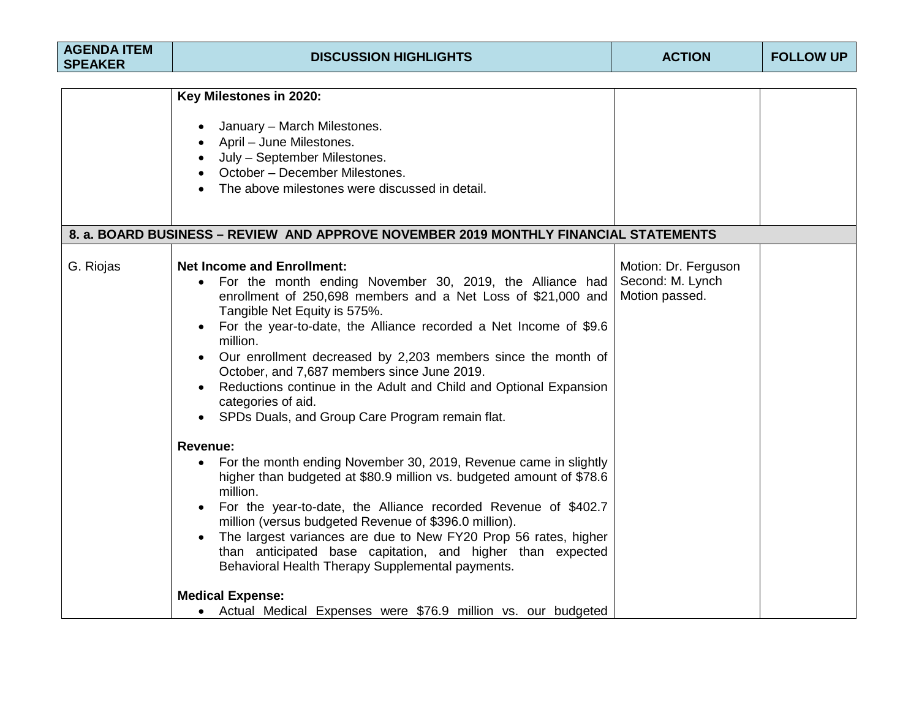| AGENDA ITEM SPEAKER | DISCUSSION HIGHLIGHTS | ACTION | FOLLOW UP |
|---|---|---|---|
| | **Key Milestones in 2020:**<br><br>• January – March Milestones.<br>• April – June Milestones.<br>• July – September Milestones.<br>• October – December Milestones.<br>• The above milestones were discussed in detail. | | |
| **8. a. BOARD BUSINESS – REVIEW AND APPROVE NOVEMBER 2019 MONTHLY FINANCIAL STATEMENTS** | | | |
| G. Riojas | **Net Income and Enrollment:**<br>• For the month ending November 30, 2019, the Alliance had enrollment of 250,698 members and a Net Loss of $21,000 and Tangible Net Equity is 575%.<br>• For the year-to-date, the Alliance recorded a Net Income of $9.6 million.<br>• Our enrollment decreased by 2,203 members since the month of October, and 7,687 members since June 2019.<br>• Reductions continue in the Adult and Child and Optional Expansion categories of aid.<br>• SPDs Duals, and Group Care Program remain flat.<br><br>**Revenue:**<br>• For the month ending November 30, 2019, Revenue came in slightly higher than budgeted at $80.9 million vs. budgeted amount of $78.6 million.<br>• For the year-to-date, the Alliance recorded Revenue of $402.7 million (versus budgeted Revenue of $396.0 million).<br>• The largest variances are due to New FY20 Prop 56 rates, higher than anticipated base capitation, and higher than expected Behavioral Health Therapy Supplemental payments.<br><br>**Medical Expense:**<br>• Actual Medical Expenses were $76.9 million vs. our budgeted | Motion: Dr. Ferguson<br>Second: M. Lynch<br>Motion passed. | |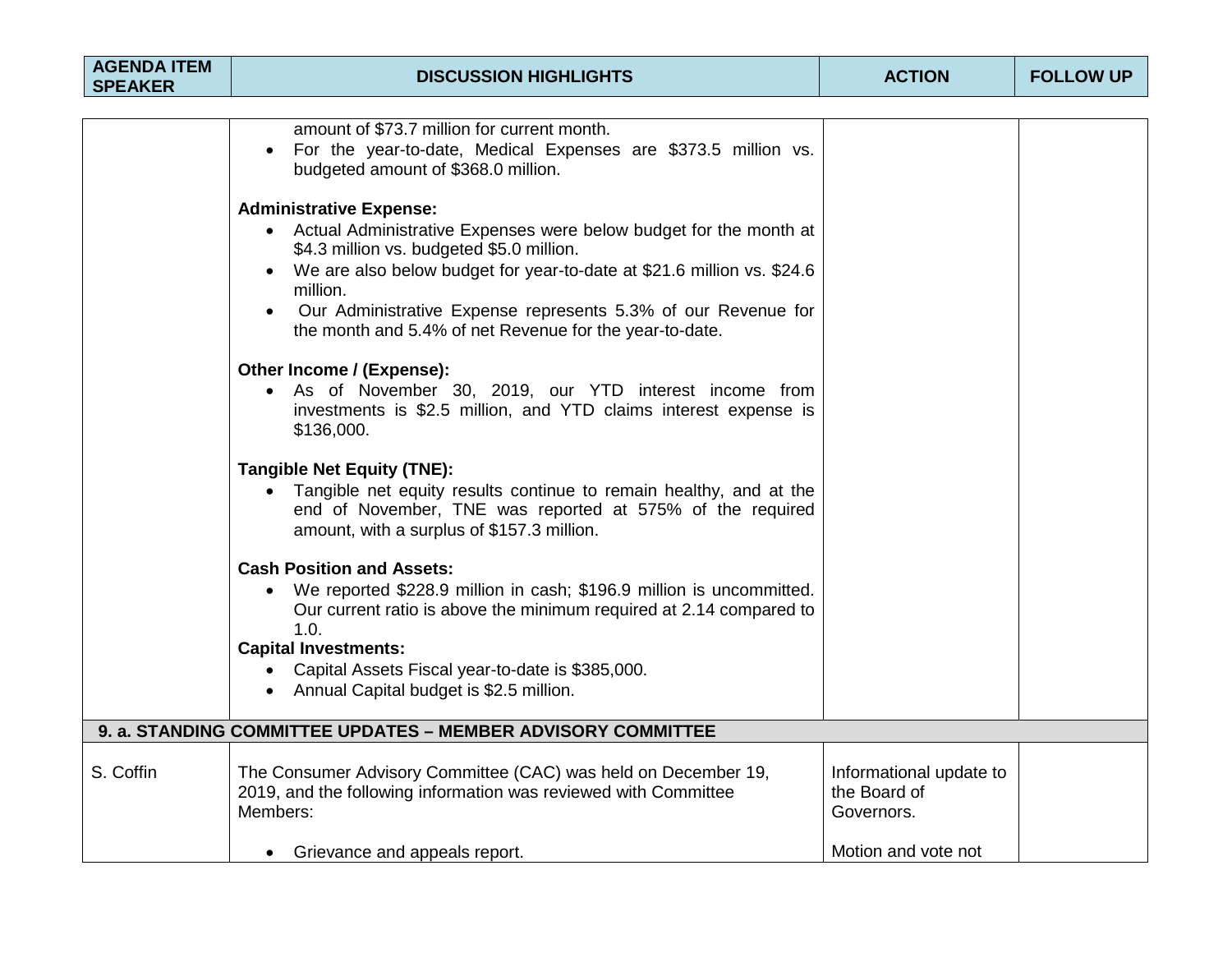| AGENDA ITEM SPEAKER | DISCUSSION HIGHLIGHTS | ACTION | FOLLOW UP |
|---|---|---|---|
| | amount of $73.7 million for current month.<br>• For the year-to-date, Medical Expenses are $373.5 million vs. budgeted amount of $368.0 million.<br><br>**Administrative Expense:**<br>• Actual Administrative Expenses were below budget for the month at $4.3 million vs. budgeted $5.0 million.<br>• We are also below budget for year-to-date at $21.6 million vs. $24.6 million.<br>• Our Administrative Expense represents 5.3% of our Revenue for the month and 5.4% of net Revenue for the year-to-date.<br><br>**Other Income / (Expense):**<br>• As of November 30, 2019, our YTD interest income from investments is $2.5 million, and YTD claims interest expense is $136,000.<br><br>**Tangible Net Equity (TNE):**<br>• Tangible net equity results continue to remain healthy, and at the end of November, TNE was reported at 575% of the required amount, with a surplus of $157.3 million.<br><br>**Cash Position and Assets:**<br>• We reported $228.9 million in cash; $196.9 million is uncommitted. Our current ratio is above the minimum required at 2.14 compared to 1.0.<br>**Capital Investments:**<br>• Capital Assets Fiscal year-to-date is $385,000.<br>• Annual Capital budget is $2.5 million. | | |
| **9. a. STANDING COMMITTEE UPDATES – MEMBER ADVISORY COMMITTEE** | | | |
| S. Coffin | The Consumer Advisory Committee (CAC) was held on December 19, 2019, and the following information was reviewed with Committee Members:<br><br>• Grievance and appeals report. | Informational update to the Board of Governors.<br><br>Motion and vote not | |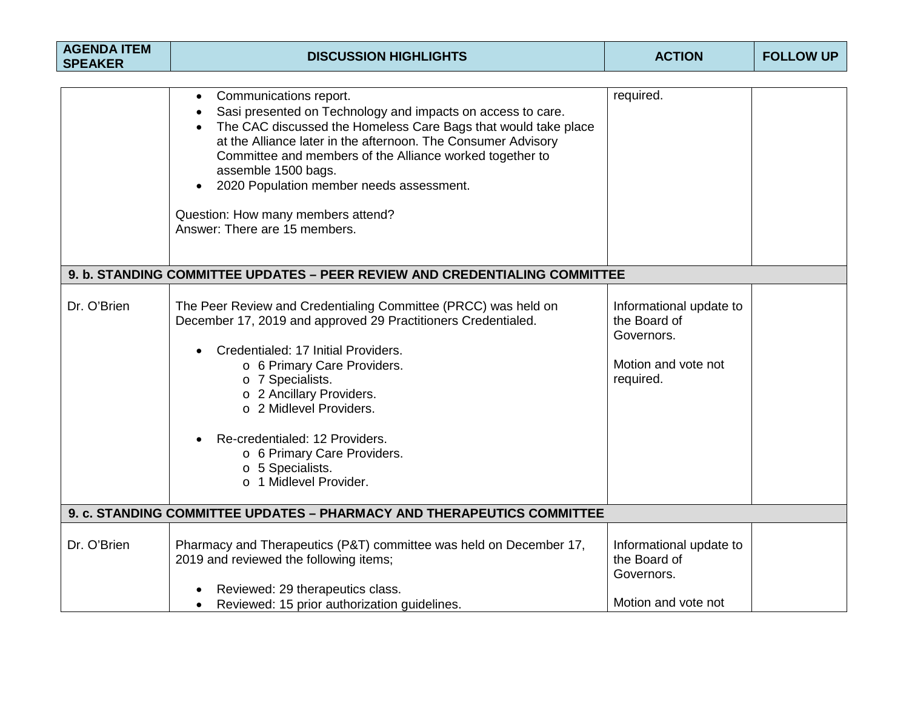| AGENDA ITEM SPEAKER | DISCUSSION HIGHLIGHTS | ACTION | FOLLOW UP |
|---|---|---|---|
| | • Communications report.<br>• Sasi presented on Technology and impacts on access to care.<br>• The CAC discussed the Homeless Care Bags that would take place at the Alliance later in the afternoon. The Consumer Advisory Committee and members of the Alliance worked together to assemble 1500 bags.<br>• 2020 Population member needs assessment.<br><br>Question: How many members attend?<br>Answer: There are 15 members. | required. | |
| **9. b. STANDING COMMITTEE UPDATES – PEER REVIEW AND CREDENTIALING COMMITTEE** | | | |
| Dr. O'Brien | The Peer Review and Credentialing Committee (PRCC) was held on December 17, 2019 and approved 29 Practitioners Credentialed.<br><br>• Credentialed: 17 Initial Providers.<br>&nbsp;&nbsp;&nbsp;&nbsp;o 6 Primary Care Providers.<br>&nbsp;&nbsp;&nbsp;&nbsp;o 7 Specialists.<br>&nbsp;&nbsp;&nbsp;&nbsp;o 2 Ancillary Providers.<br>&nbsp;&nbsp;&nbsp;&nbsp;o 2 Midlevel Providers.<br><br>• Re-credentialed: 12 Providers.<br>&nbsp;&nbsp;&nbsp;&nbsp;o 6 Primary Care Providers.<br>&nbsp;&nbsp;&nbsp;&nbsp;o 5 Specialists.<br>&nbsp;&nbsp;&nbsp;&nbsp;o 1 Midlevel Provider. | Informational update to the Board of Governors.<br><br>Motion and vote not required. | |
| **9. c. STANDING COMMITTEE UPDATES – PHARMACY AND THERAPEUTICS COMMITTEE** | | | |
| Dr. O'Brien | Pharmacy and Therapeutics (P&T) committee was held on December 17, 2019 and reviewed the following items;<br><br>• Reviewed: 29 therapeutics class.<br>• Reviewed: 15 prior authorization guidelines. | Informational update to the Board of Governors.<br><br>Motion and vote not | |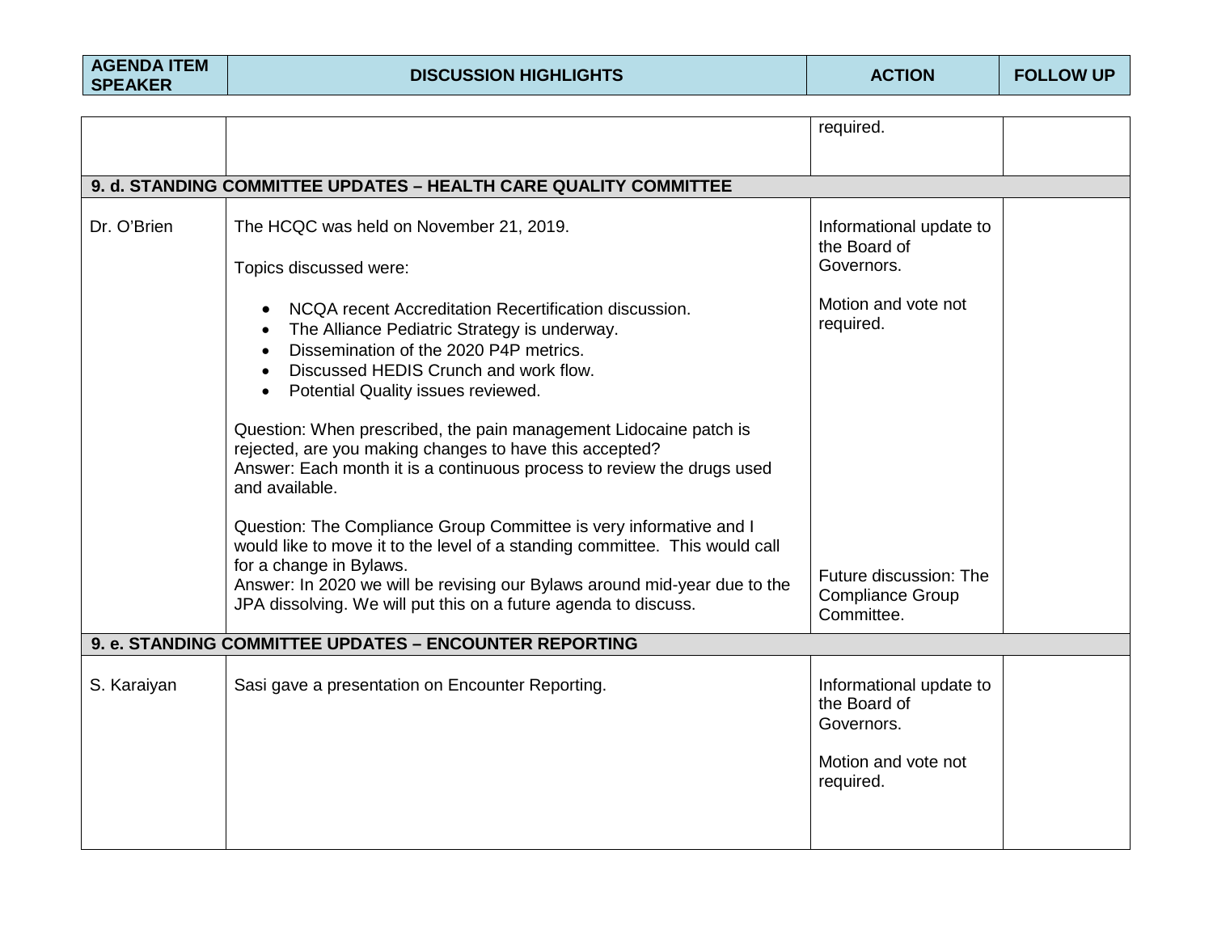| AGENDA ITEM SPEAKER | DISCUSSION HIGHLIGHTS | ACTION | FOLLOW UP |
|---|---|---|---|
| | | required. | |
| **9. d. STANDING COMMITTEE UPDATES – HEALTH CARE QUALITY COMMITTEE** | | | |
| Dr. O'Brien | The HCQC was held on November 21, 2019.<br><br>Topics discussed were:<br><br>• NCQA recent Accreditation Recertification discussion.<br>• The Alliance Pediatric Strategy is underway.<br>• Dissemination of the 2020 P4P metrics.<br>• Discussed HEDIS Crunch and work flow.<br>• Potential Quality issues reviewed.<br><br>Question: When prescribed, the pain management Lidocaine patch is rejected, are you making changes to have this accepted?<br>Answer: Each month it is a continuous process to review the drugs used and available.<br><br>Question: The Compliance Group Committee is very informative and I would like to move it to the level of a standing committee. This would call for a change in Bylaws.<br>Answer: In 2020 we will be revising our Bylaws around mid-year due to the JPA dissolving. We will put this on a future agenda to discuss. | Informational update to the Board of Governors.<br><br>Motion and vote not required.<br><br>Future discussion: The Compliance Group Committee. | |
| **9. e. STANDING COMMITTEE UPDATES – ENCOUNTER REPORTING** | | | |
| S. Karaiyan | Sasi gave a presentation on Encounter Reporting. | Informational update to the Board of Governors.<br><br>Motion and vote not required. | |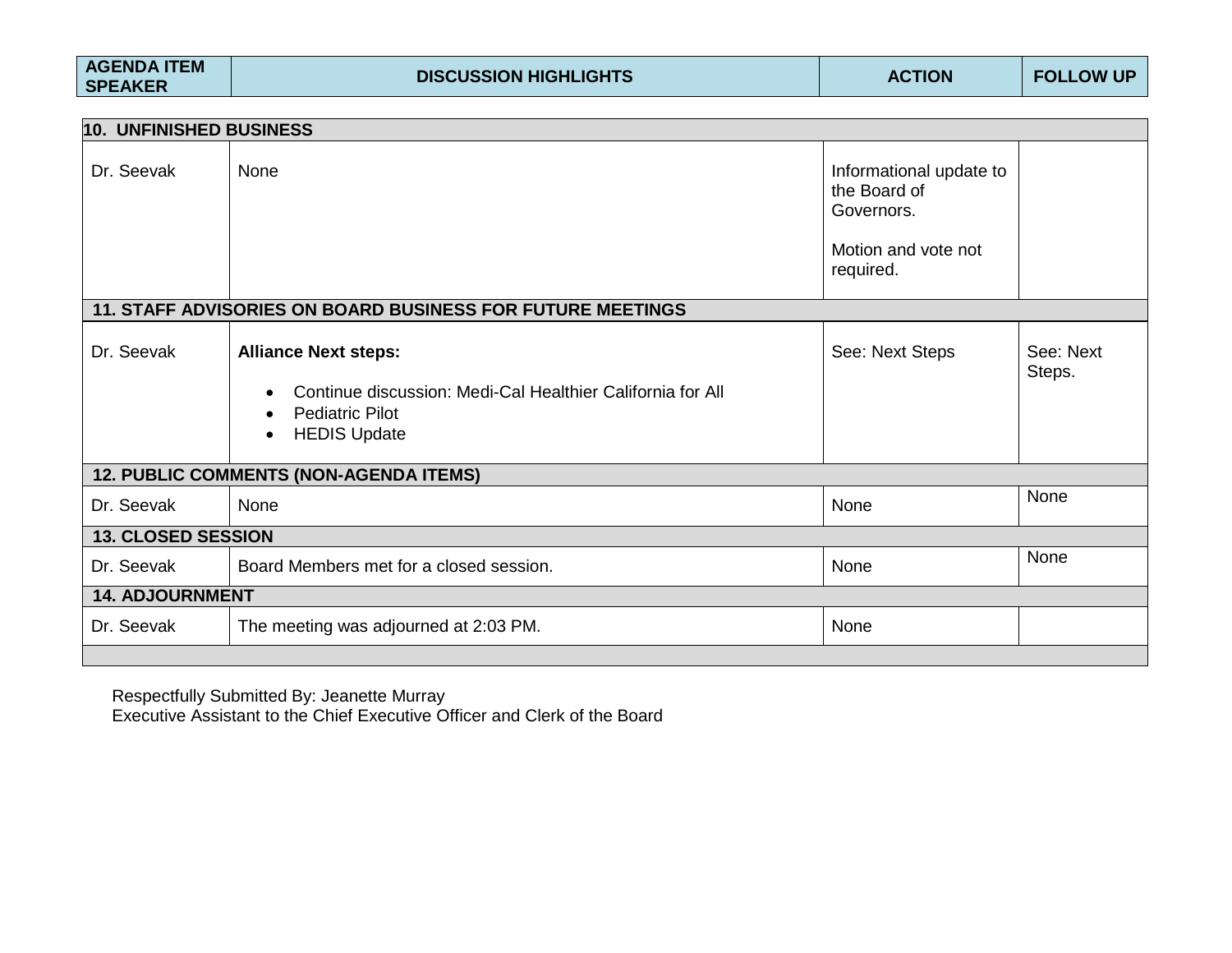| AGENDA ITEM SPEAKER | DISCUSSION HIGHLIGHTS | ACTION | FOLLOW UP |
|---|---|---|---|
| **10. UNFINISHED BUSINESS** | | | |
| Dr. Seevak | None | Informational update to the Board of Governors.<br><br>Motion and vote not required. | |
| **11. STAFF ADVISORIES ON BOARD BUSINESS FOR FUTURE MEETINGS** | | | |
| Dr. Seevak | **Alliance Next steps:**<br><br>• Continue discussion: Medi-Cal Healthier California for All<br>• Pediatric Pilot<br>• HEDIS Update | See: Next Steps | See: Next Steps. |
| **12. PUBLIC COMMENTS (NON-AGENDA ITEMS)** | | | |
| Dr. Seevak | None | None | None |
| **13. CLOSED SESSION** | | | |
| Dr. Seevak | Board Members met for a closed session. | None | None |
| **14. ADJOURNMENT** | | | |
| Dr. Seevak | The meeting was adjourned at 2:03 PM. | None | |

Respectfully Submitted By: Jeanette Murray
Executive Assistant to the Chief Executive Officer and Clerk of the Board